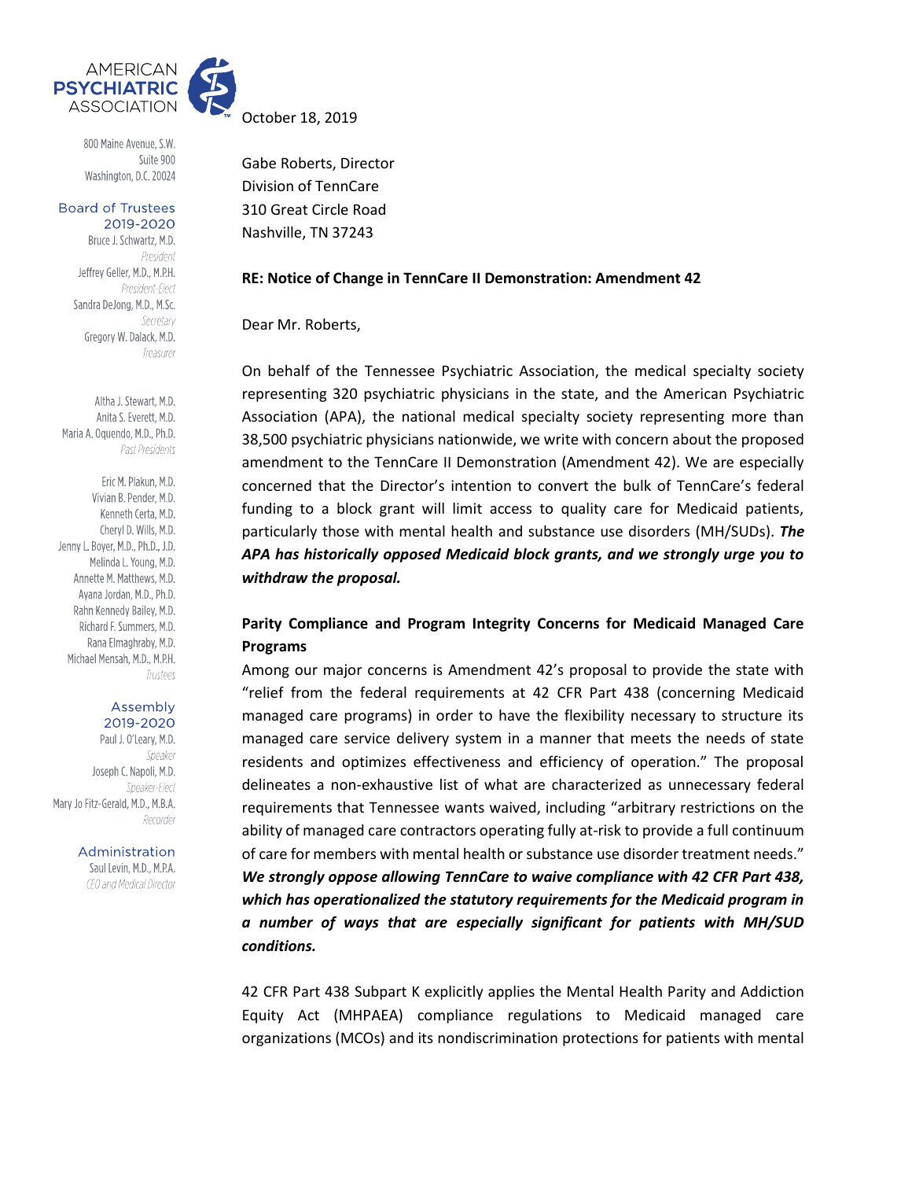AMERICAN PSYCHIATRIC ASSOCIATION

800 Maine Avenue, S.W.
Suite 900
Washington, D.C. 20024

**Board of Trustees 2019-2020**

Bruce J. Schwartz, M.D.
*President*
Jeffrey Geller, M.D., M.P.H.
*President-Elect*
Sandra DeJong, M.D., M.Sc.
*Secretary*
Gregory W. Dalack, M.D.
*Treasurer*

Altha J. Stewart, M.D.
Anita S. Everett, M.D.
Maria A. Oquendo, M.D., Ph.D.
*Past Presidents*

Eric M. Plakun, M.D.
Vivian B. Pender, M.D.
Kenneth Certa, M.D.
Cheryl D. Wills, M.D.
Jenny L. Boyer, M.D., Ph.D., J.D.
Melinda L. Young, M.D.
Annette M. Matthews, M.D.
Ayana Jordan, M.D., Ph.D.
Rahn Kennedy Bailey, M.D.
Richard F. Summers, M.D.
Rana Elmaghraby, M.D.
Michael Mensah, M.D., M.P.H.
*Trustees*

**Assembly 2019-2020**

Paul J. O'Leary, M.D.
*Speaker*
Joseph C. Napoli, M.D.
*Speaker-Elect*
Mary Jo Fitz-Gerald, M.D., M.B.A.
*Recorder*

**Administration**

Saul Levin, M.D., M.P.A.
*CEO and Medical Director*

October 18, 2019

Gabe Roberts, Director
Division of TennCare
310 Great Circle Road
Nashville, TN 37243

**RE: Notice of Change in TennCare II Demonstration: Amendment 42**

Dear Mr. Roberts,

On behalf of the Tennessee Psychiatric Association, the medical specialty society representing 320 psychiatric physicians in the state, and the American Psychiatric Association (APA), the national medical specialty society representing more than 38,500 psychiatric physicians nationwide, we write with concern about the proposed amendment to the TennCare II Demonstration (Amendment 42). We are especially concerned that the Director's intention to convert the bulk of TennCare's federal funding to a block grant will limit access to quality care for Medicaid patients, particularly those with mental health and substance use disorders (MH/SUDs). ***The APA has historically opposed Medicaid block grants, and we strongly urge you to withdraw the proposal.***

**Parity Compliance and Program Integrity Concerns for Medicaid Managed Care Programs**

Among our major concerns is Amendment 42's proposal to provide the state with "relief from the federal requirements at 42 CFR Part 438 (concerning Medicaid managed care programs) in order to have the flexibility necessary to structure its managed care service delivery system in a manner that meets the needs of state residents and optimizes effectiveness and efficiency of operation." The proposal delineates a non-exhaustive list of what are characterized as unnecessary federal requirements that Tennessee wants waived, including "arbitrary restrictions on the ability of managed care contractors operating fully at-risk to provide a full continuum of care for members with mental health or substance use disorder treatment needs." ***We strongly oppose allowing TennCare to waive compliance with 42 CFR Part 438, which has operationalized the statutory requirements for the Medicaid program in a number of ways that are especially significant for patients with MH/SUD conditions.***

42 CFR Part 438 Subpart K explicitly applies the Mental Health Parity and Addiction Equity Act (MHPAEA) compliance regulations to Medicaid managed care organizations (MCOs) and its nondiscrimination protections for patients with mental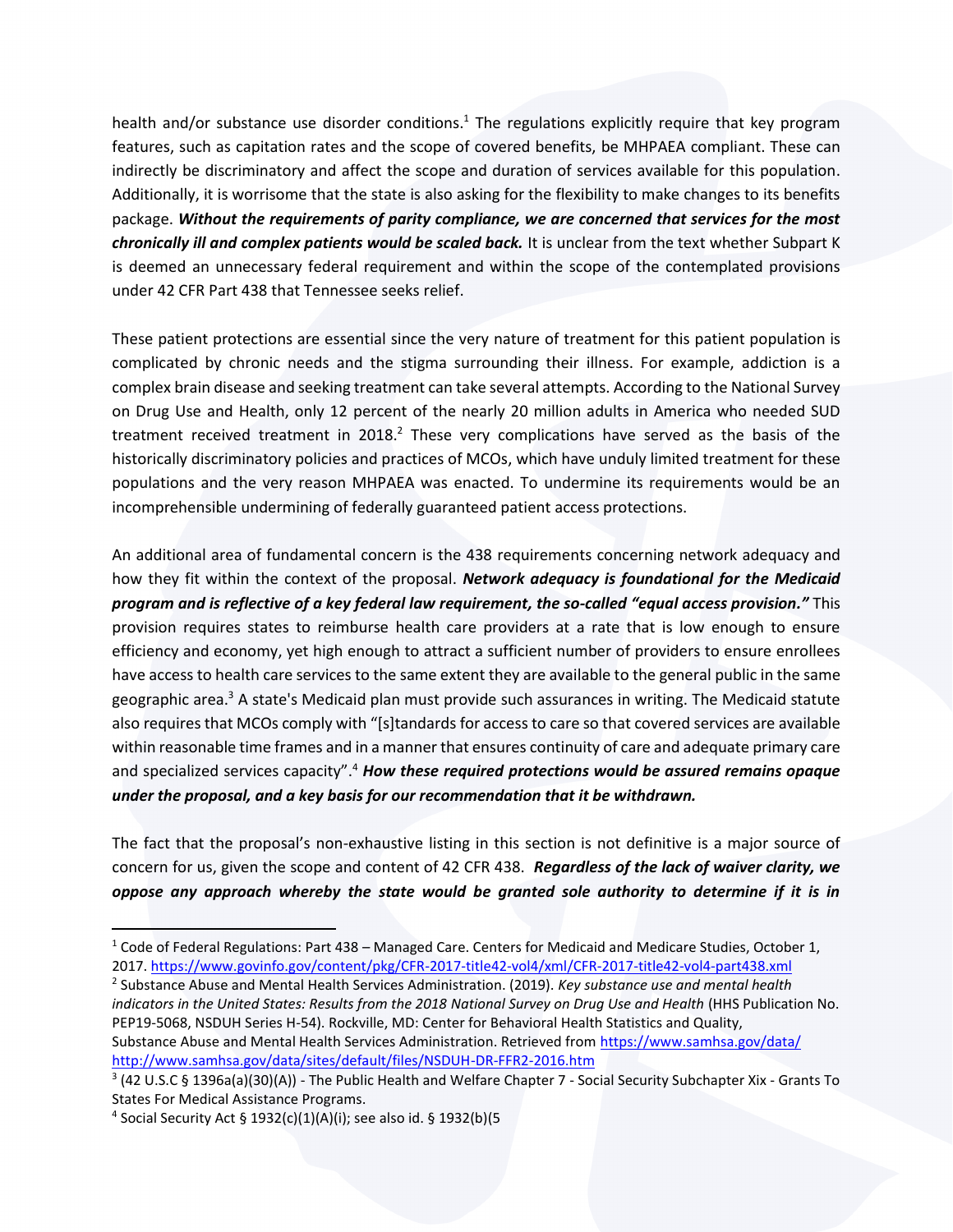health and/or substance use disorder conditions.[1] The regulations explicitly require that key program features, such as capitation rates and the scope of covered benefits, be MHPAEA compliant. These can indirectly be discriminatory and affect the scope and duration of services available for this population. Additionally, it is worrisome that the state is also asking for the flexibility to make changes to its benefits package. ***Without the requirements of parity compliance, we are concerned that services for the most chronically ill and complex patients would be scaled back.*** It is unclear from the text whether Subpart K is deemed an unnecessary federal requirement and within the scope of the contemplated provisions under 42 CFR Part 438 that Tennessee seeks relief.

These patient protections are essential since the very nature of treatment for this patient population is complicated by chronic needs and the stigma surrounding their illness. For example, addiction is a complex brain disease and seeking treatment can take several attempts. According to the National Survey on Drug Use and Health, only 12 percent of the nearly 20 million adults in America who needed SUD treatment received treatment in 2018.[2] These very complications have served as the basis of the historically discriminatory policies and practices of MCOs, which have unduly limited treatment for these populations and the very reason MHPAEA was enacted. To undermine its requirements would be an incomprehensible undermining of federally guaranteed patient access protections.

An additional area of fundamental concern is the 438 requirements concerning network adequacy and how they fit within the context of the proposal. ***Network adequacy is foundational for the Medicaid program and is reflective of a key federal law requirement, the so-called "equal access provision."*** This provision requires states to reimburse health care providers at a rate that is low enough to ensure efficiency and economy, yet high enough to attract a sufficient number of providers to ensure enrollees have access to health care services to the same extent they are available to the general public in the same geographic area.[3] A state's Medicaid plan must provide such assurances in writing. The Medicaid statute also requires that MCOs comply with "[s]tandards for access to care so that covered services are available within reasonable time frames and in a manner that ensures continuity of care and adequate primary care and specialized services capacity".[4] ***How these required protections would be assured remains opaque under the proposal, and a key basis for our recommendation that it be withdrawn.***

The fact that the proposal's non-exhaustive listing in this section is not definitive is a major source of concern for us, given the scope and content of 42 CFR 438. ***Regardless of the lack of waiver clarity, we oppose any approach whereby the state would be granted sole authority to determine if it is in***

---

[1] Code of Federal Regulations: Part 438 – Managed Care. Centers for Medicaid and Medicare Studies, October 1, 2017. https://www.govinfo.gov/content/pkg/CFR-2017-title42-vol4/xml/CFR-2017-title42-vol4-part438.xml

[2] Substance Abuse and Mental Health Services Administration. (2019). *Key substance use and mental health indicators in the United States: Results from the 2018 National Survey on Drug Use and Health* (HHS Publication No. PEP19-5068, NSDUH Series H-54). Rockville, MD: Center for Behavioral Health Statistics and Quality, Substance Abuse and Mental Health Services Administration. Retrieved from https://www.samhsa.gov/data/ http://www.samhsa.gov/data/sites/default/files/NSDUH-DR-FFR2-2016.htm

[3] (42 U.S.C § 1396a(a)(30)(A)) - The Public Health and Welfare Chapter 7 - Social Security Subchapter Xix - Grants To States For Medical Assistance Programs.

[4] Social Security Act § 1932(c)(1)(A)(i); see also id. § 1932(b)(5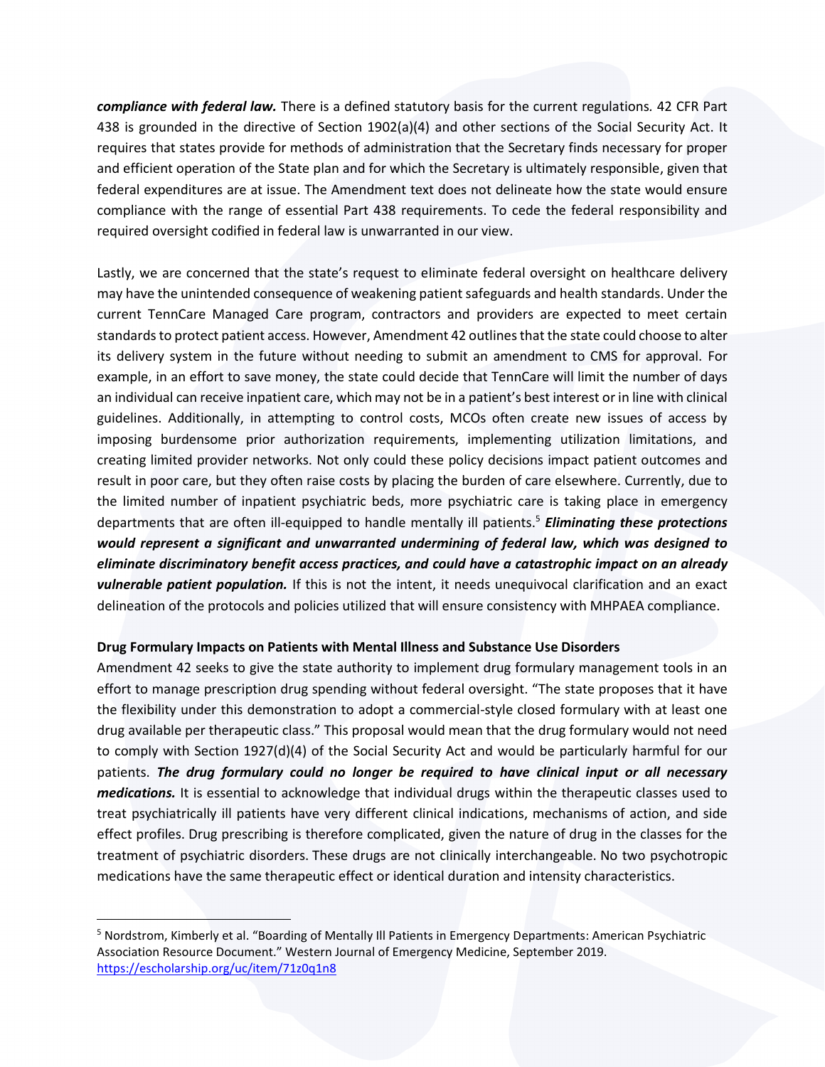***compliance with federal law.*** There is a defined statutory basis for the current regulations. 42 CFR Part 438 is grounded in the directive of Section 1902(a)(4) and other sections of the Social Security Act. It requires that states provide for methods of administration that the Secretary finds necessary for proper and efficient operation of the State plan and for which the Secretary is ultimately responsible, given that federal expenditures are at issue. The Amendment text does not delineate how the state would ensure compliance with the range of essential Part 438 requirements. To cede the federal responsibility and required oversight codified in federal law is unwarranted in our view.

Lastly, we are concerned that the state's request to eliminate federal oversight on healthcare delivery may have the unintended consequence of weakening patient safeguards and health standards. Under the current TennCare Managed Care program, contractors and providers are expected to meet certain standards to protect patient access. However, Amendment 42 outlines that the state could choose to alter its delivery system in the future without needing to submit an amendment to CMS for approval. For example, in an effort to save money, the state could decide that TennCare will limit the number of days an individual can receive inpatient care, which may not be in a patient's best interest or in line with clinical guidelines. Additionally, in attempting to control costs, MCOs often create new issues of access by imposing burdensome prior authorization requirements, implementing utilization limitations, and creating limited provider networks. Not only could these policy decisions impact patient outcomes and result in poor care, but they often raise costs by placing the burden of care elsewhere. Currently, due to the limited number of inpatient psychiatric beds, more psychiatric care is taking place in emergency departments that are often ill-equipped to handle mentally ill patients.[5] ***Eliminating these protections would represent a significant and unwarranted undermining of federal law, which was designed to eliminate discriminatory benefit access practices, and could have a catastrophic impact on an already vulnerable patient population.*** If this is not the intent, it needs unequivocal clarification and an exact delineation of the protocols and policies utilized that will ensure consistency with MHPAEA compliance.

**Drug Formulary Impacts on Patients with Mental Illness and Substance Use Disorders**

Amendment 42 seeks to give the state authority to implement drug formulary management tools in an effort to manage prescription drug spending without federal oversight. "The state proposes that it have the flexibility under this demonstration to adopt a commercial-style closed formulary with at least one drug available per therapeutic class." This proposal would mean that the drug formulary would not need to comply with Section 1927(d)(4) of the Social Security Act and would be particularly harmful for our patients. ***The drug formulary could no longer be required to have clinical input or all necessary medications.*** It is essential to acknowledge that individual drugs within the therapeutic classes used to treat psychiatrically ill patients have very different clinical indications, mechanisms of action, and side effect profiles. Drug prescribing is therefore complicated, given the nature of drug in the classes for the treatment of psychiatric disorders. These drugs are not clinically interchangeable. No two psychotropic medications have the same therapeutic effect or identical duration and intensity characteristics.

---

[5] Nordstrom, Kimberly et al. "Boarding of Mentally Ill Patients in Emergency Departments: American Psychiatric Association Resource Document." Western Journal of Emergency Medicine, September 2019. https://escholarship.org/uc/item/71z0q1n8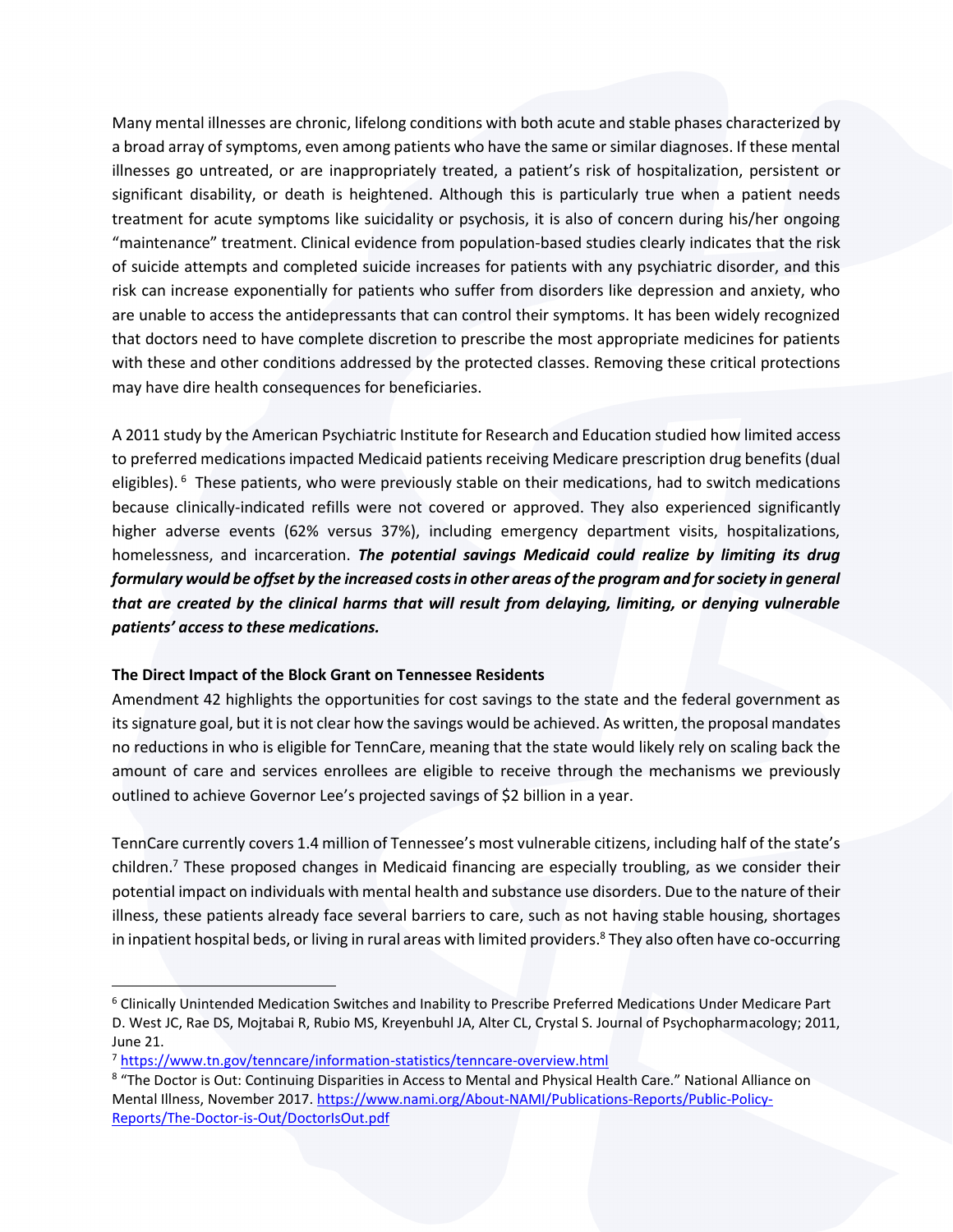Many mental illnesses are chronic, lifelong conditions with both acute and stable phases characterized by a broad array of symptoms, even among patients who have the same or similar diagnoses. If these mental illnesses go untreated, or are inappropriately treated, a patient's risk of hospitalization, persistent or significant disability, or death is heightened. Although this is particularly true when a patient needs treatment for acute symptoms like suicidality or psychosis, it is also of concern during his/her ongoing "maintenance" treatment. Clinical evidence from population-based studies clearly indicates that the risk of suicide attempts and completed suicide increases for patients with any psychiatric disorder, and this risk can increase exponentially for patients who suffer from disorders like depression and anxiety, who are unable to access the antidepressants that can control their symptoms. It has been widely recognized that doctors need to have complete discretion to prescribe the most appropriate medicines for patients with these and other conditions addressed by the protected classes. Removing these critical protections may have dire health consequences for beneficiaries.

A 2011 study by the American Psychiatric Institute for Research and Education studied how limited access to preferred medications impacted Medicaid patients receiving Medicare prescription drug benefits (dual eligibles).[6] These patients, who were previously stable on their medications, had to switch medications because clinically-indicated refills were not covered or approved. They also experienced significantly higher adverse events (62% versus 37%), including emergency department visits, hospitalizations, homelessness, and incarceration. ***The potential savings Medicaid could realize by limiting its drug formulary would be offset by the increased costs in other areas of the program and for society in general that are created by the clinical harms that will result from delaying, limiting, or denying vulnerable patients' access to these medications.***

**The Direct Impact of the Block Grant on Tennessee Residents**

Amendment 42 highlights the opportunities for cost savings to the state and the federal government as its signature goal, but it is not clear how the savings would be achieved. As written, the proposal mandates no reductions in who is eligible for TennCare, meaning that the state would likely rely on scaling back the amount of care and services enrollees are eligible to receive through the mechanisms we previously outlined to achieve Governor Lee's projected savings of $2 billion in a year.

TennCare currently covers 1.4 million of Tennessee's most vulnerable citizens, including half of the state's children.[7] These proposed changes in Medicaid financing are especially troubling, as we consider their potential impact on individuals with mental health and substance use disorders. Due to the nature of their illness, these patients already face several barriers to care, such as not having stable housing, shortages in inpatient hospital beds, or living in rural areas with limited providers.[8] They also often have co-occurring

---

[6] Clinically Unintended Medication Switches and Inability to Prescribe Preferred Medications Under Medicare Part D. West JC, Rae DS, Mojtabai R, Rubio MS, Kreyenbuhl JA, Alter CL, Crystal S. Journal of Psychopharmacology; 2011, June 21.

[7] https://www.tn.gov/tenncare/information-statistics/tenncare-overview.html

[8] "The Doctor is Out: Continuing Disparities in Access to Mental and Physical Health Care." National Alliance on Mental Illness, November 2017. https://www.nami.org/About-NAMI/Publications-Reports/Public-Policy-Reports/The-Doctor-is-Out/DoctorIsOut.pdf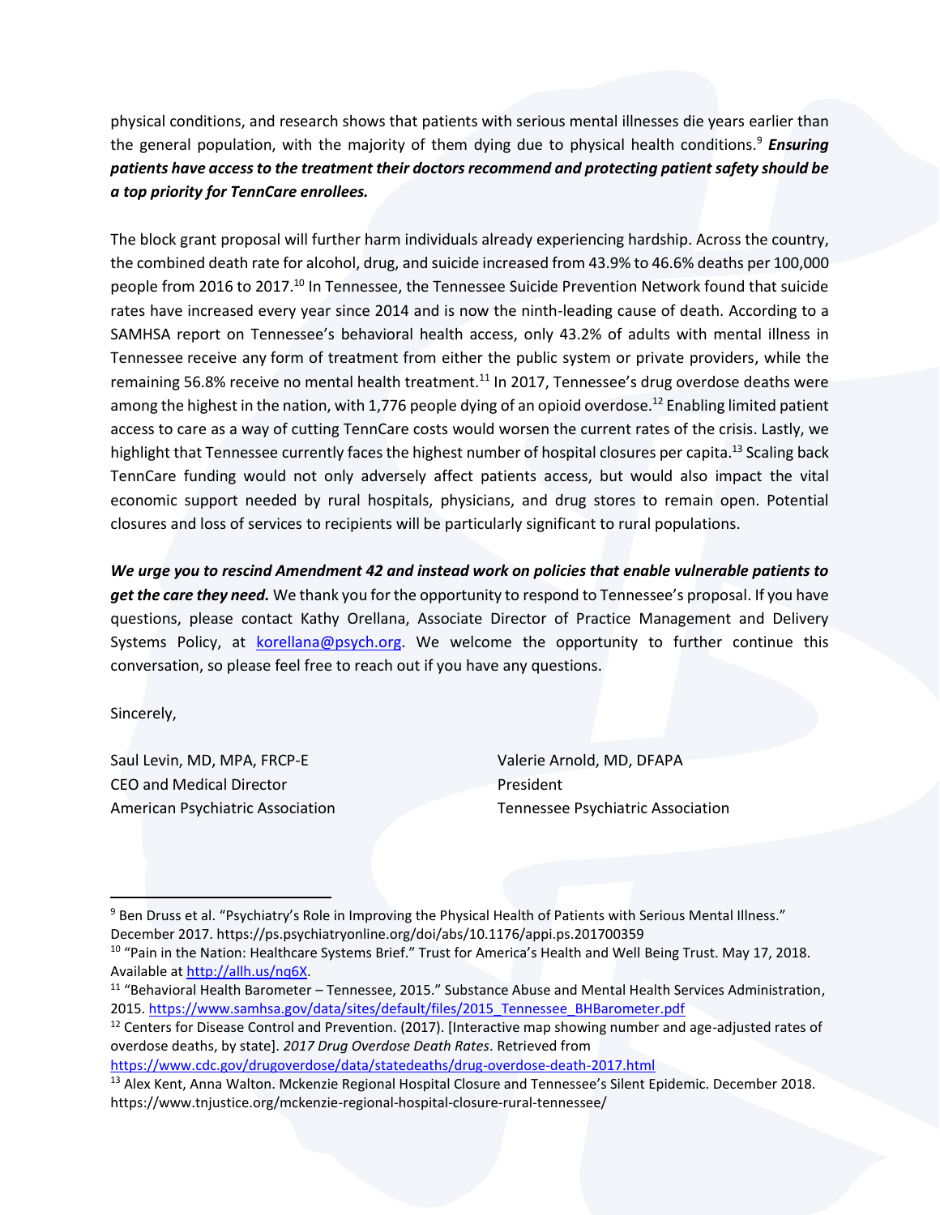physical conditions, and research shows that patients with serious mental illnesses die years earlier than the general population, with the majority of them dying due to physical health conditions.[9] ***Ensuring patients have access to the treatment their doctors recommend and protecting patient safety should be a top priority for TennCare enrollees.***

The block grant proposal will further harm individuals already experiencing hardship. Across the country, the combined death rate for alcohol, drug, and suicide increased from 43.9% to 46.6% deaths per 100,000 people from 2016 to 2017.[10] In Tennessee, the Tennessee Suicide Prevention Network found that suicide rates have increased every year since 2014 and is now the ninth-leading cause of death. According to a SAMHSA report on Tennessee's behavioral health access, only 43.2% of adults with mental illness in Tennessee receive any form of treatment from either the public system or private providers, while the remaining 56.8% receive no mental health treatment.[11] In 2017, Tennessee's drug overdose deaths were among the highest in the nation, with 1,776 people dying of an opioid overdose.[12] Enabling limited patient access to care as a way of cutting TennCare costs would worsen the current rates of the crisis. Lastly, we highlight that Tennessee currently faces the highest number of hospital closures per capita.[13] Scaling back TennCare funding would not only adversely affect patients access, but would also impact the vital economic support needed by rural hospitals, physicians, and drug stores to remain open. Potential closures and loss of services to recipients will be particularly significant to rural populations.

***We urge you to rescind Amendment 42 and instead work on policies that enable vulnerable patients to get the care they need.*** We thank you for the opportunity to respond to Tennessee's proposal. If you have questions, please contact Kathy Orellana, Associate Director of Practice Management and Delivery Systems Policy, at korellana@psych.org. We welcome the opportunity to further continue this conversation, so please feel free to reach out if you have any questions.

Sincerely,

Saul Levin, MD, MPA, FRCP-E
CEO and Medical Director
American Psychiatric Association

Valerie Arnold, MD, DFAPA
President
Tennessee Psychiatric Association

---

[9] Ben Druss et al. "Psychiatry's Role in Improving the Physical Health of Patients with Serious Mental Illness." December 2017. https://ps.psychiatryonline.org/doi/abs/10.1176/appi.ps.201700359

[10] "Pain in the Nation: Healthcare Systems Brief." Trust for America's Health and Well Being Trust. May 17, 2018. Available at http://allh.us/nq6X.

[11] "Behavioral Health Barometer – Tennessee, 2015." Substance Abuse and Mental Health Services Administration, 2015. https://www.samhsa.gov/data/sites/default/files/2015_Tennessee_BHBarometer.pdf

[12] Centers for Disease Control and Prevention. (2017). [Interactive map showing number and age-adjusted rates of overdose deaths, by state]. *2017 Drug Overdose Death Rates*. Retrieved from https://www.cdc.gov/drugoverdose/data/statedeaths/drug-overdose-death-2017.html

[13] Alex Kent, Anna Walton. Mckenzie Regional Hospital Closure and Tennessee's Silent Epidemic. December 2018. https://www.tnjustice.org/mckenzie-regional-hospital-closure-rural-tennessee/